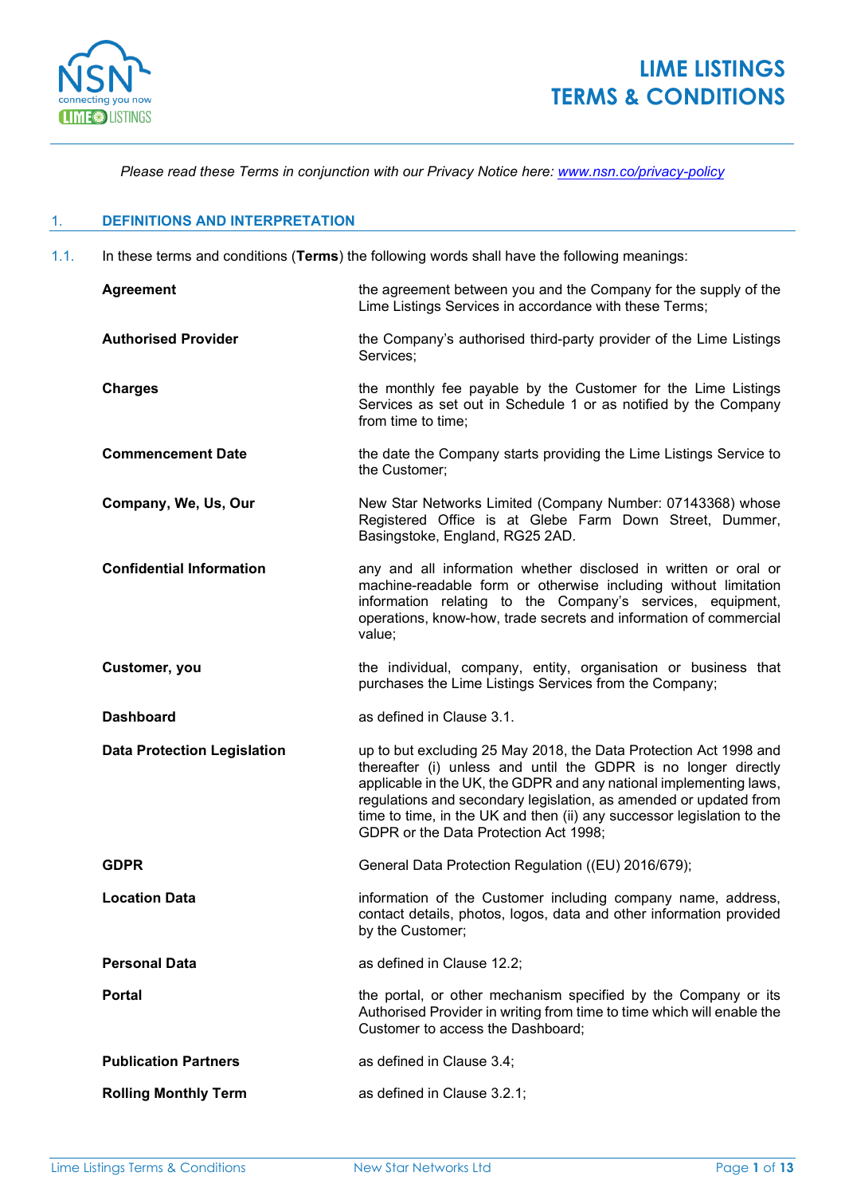# LIME LISTINGS TERMS & CONDITIONS

*Please read these Terms in conjunction with our Privacy Notice here: [www.nsn.co/privacy-policy](www.nsn.co/privacy-policy)*

## 1. DEFINITIONS AND INTERPRETATION

1.1. In these terms and conditions (**Terms**) the following words shall have the following meanings:

| | |
|---|---|
| **Agreement** | the agreement between you and the Company for the supply of the Lime Listings Services in accordance with these Terms; |
| **Authorised Provider** | the Company's authorised third-party provider of the Lime Listings Services; |
| **Charges** | the monthly fee payable by the Customer for the Lime Listings Services as set out in Schedule 1 or as notified by the Company from time to time; |
| **Commencement Date** | the date the Company starts providing the Lime Listings Service to the Customer; |
| **Company, We, Us, Our** | New Star Networks Limited (Company Number: 07143368) whose Registered Office is at Glebe Farm Down Street, Dummer, Basingstoke, England, RG25 2AD. |
| **Confidential Information** | any and all information whether disclosed in written or oral or machine-readable form or otherwise including without limitation information relating to the Company's services, equipment, operations, know-how, trade secrets and information of commercial value; |
| **Customer, you** | the individual, company, entity, organisation or business that purchases the Lime Listings Services from the Company; |
| **Dashboard** | as defined in Clause 3.1. |
| **Data Protection Legislation** | up to but excluding 25 May 2018, the Data Protection Act 1998 and thereafter (i) unless and until the GDPR is no longer directly applicable in the UK, the GDPR and any national implementing laws, regulations and secondary legislation, as amended or updated from time to time, in the UK and then (ii) any successor legislation to the GDPR or the Data Protection Act 1998; |
| **GDPR** | General Data Protection Regulation ((EU) 2016/679); |
| **Location Data** | information of the Customer including company name, address, contact details, photos, logos, data and other information provided by the Customer; |
| **Personal Data** | as defined in Clause 12.2; |
| **Portal** | the portal, or other mechanism specified by the Company or its Authorised Provider in writing from time to time which will enable the Customer to access the Dashboard; |
| **Publication Partners** | as defined in Clause 3.4; |
| **Rolling Monthly Term** | as defined in Clause 3.2.1; |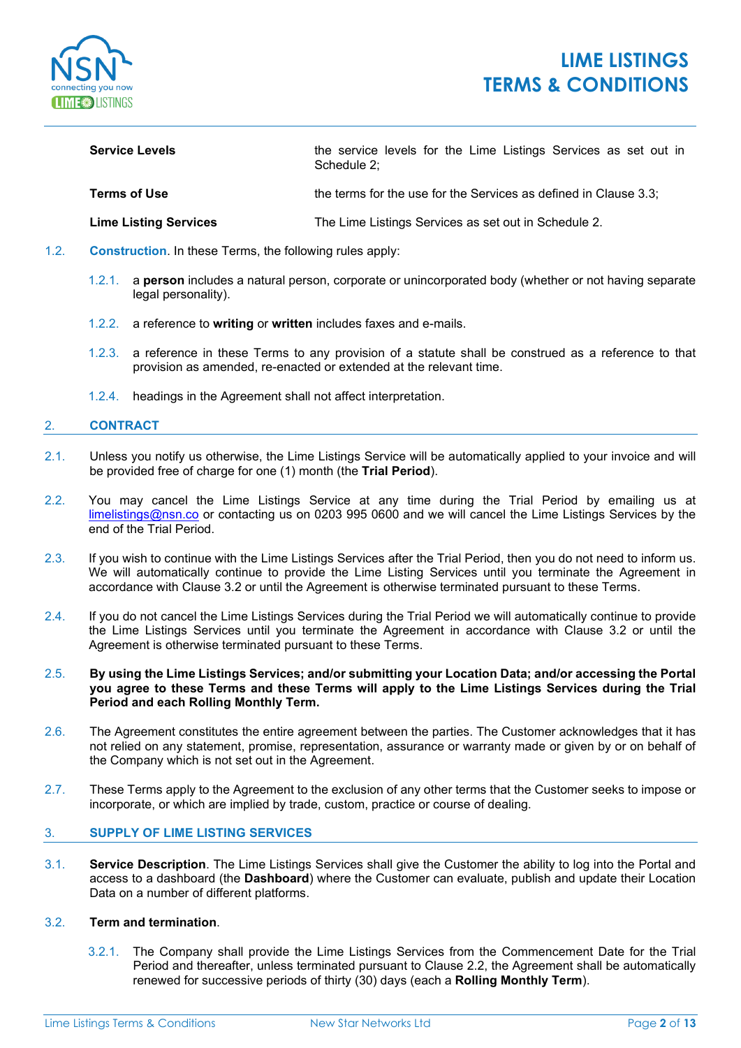| | |
|---|---|
| **Service Levels** | the service levels for the Lime Listings Services as set out in Schedule 2; |
| **Terms of Use** | the terms for the use for the Services as defined in Clause 3.3; |
| **Lime Listing Services** | The Lime Listings Services as set out in Schedule 2. |

1.2. **Construction**. In these Terms, the following rules apply:

1.2.1. a **person** includes a natural person, corporate or unincorporated body (whether or not having separate legal personality).

1.2.2. a reference to **writing** or **written** includes faxes and e-mails.

1.2.3. a reference in these Terms to any provision of a statute shall be construed as a reference to that provision as amended, re-enacted or extended at the relevant time.

1.2.4. headings in the Agreement shall not affect interpretation.

## 2. CONTRACT

2.1. Unless you notify us otherwise, the Lime Listings Service will be automatically applied to your invoice and will be provided free of charge for one (1) month (the **Trial Period**).

2.2. You may cancel the Lime Listings Service at any time during the Trial Period by emailing us at limelistings@nsn.co or contacting us on 0203 995 0600 and we will cancel the Lime Listings Services by the end of the Trial Period.

2.3. If you wish to continue with the Lime Listings Services after the Trial Period, then you do not need to inform us. We will automatically continue to provide the Lime Listing Services until you terminate the Agreement in accordance with Clause 3.2 or until the Agreement is otherwise terminated pursuant to these Terms.

2.4. If you do not cancel the Lime Listings Services during the Trial Period we will automatically continue to provide the Lime Listings Services until you terminate the Agreement in accordance with Clause 3.2 or until the Agreement is otherwise terminated pursuant to these Terms.

2.5. **By using the Lime Listings Services; and/or submitting your Location Data; and/or accessing the Portal you agree to these Terms and these Terms will apply to the Lime Listings Services during the Trial Period and each Rolling Monthly Term.**

2.6. The Agreement constitutes the entire agreement between the parties. The Customer acknowledges that it has not relied on any statement, promise, representation, assurance or warranty made or given by or on behalf of the Company which is not set out in the Agreement.

2.7. These Terms apply to the Agreement to the exclusion of any other terms that the Customer seeks to impose or incorporate, or which are implied by trade, custom, practice or course of dealing.

## 3. SUPPLY OF LIME LISTING SERVICES

3.1. **Service Description**. The Lime Listings Services shall give the Customer the ability to log into the Portal and access to a dashboard (the **Dashboard**) where the Customer can evaluate, publish and update their Location Data on a number of different platforms.

3.2. **Term and termination**.

3.2.1. The Company shall provide the Lime Listings Services from the Commencement Date for the Trial Period and thereafter, unless terminated pursuant to Clause 2.2, the Agreement shall be automatically renewed for successive periods of thirty (30) days (each a **Rolling Monthly Term**).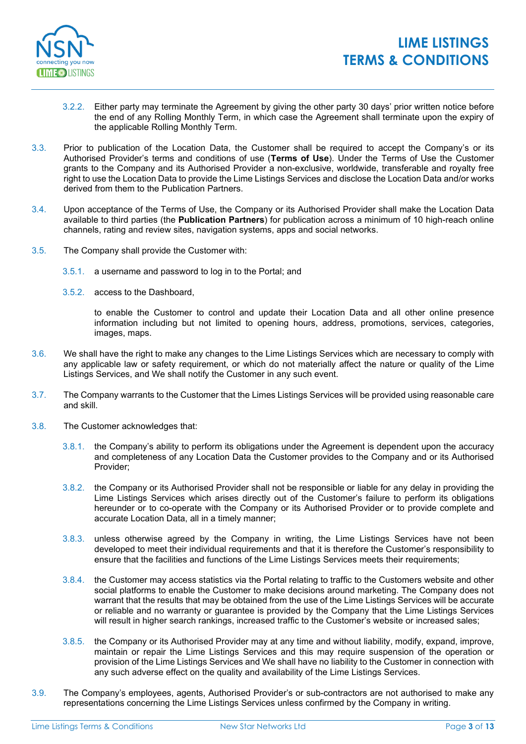3.2.2. Either party may terminate the Agreement by giving the other party 30 days' prior written notice before the end of any Rolling Monthly Term, in which case the Agreement shall terminate upon the expiry of the applicable Rolling Monthly Term.

3.3. Prior to publication of the Location Data, the Customer shall be required to accept the Company's or its Authorised Provider's terms and conditions of use (**Terms of Use**). Under the Terms of Use the Customer grants to the Company and its Authorised Provider a non-exclusive, worldwide, transferable and royalty free right to use the Location Data to provide the Lime Listings Services and disclose the Location Data and/or works derived from them to the Publication Partners.

3.4. Upon acceptance of the Terms of Use, the Company or its Authorised Provider shall make the Location Data available to third parties (the **Publication Partners**) for publication across a minimum of 10 high-reach online channels, rating and review sites, navigation systems, apps and social networks.

3.5. The Company shall provide the Customer with:

3.5.1. a username and password to log in to the Portal; and

3.5.2. access to the Dashboard,

to enable the Customer to control and update their Location Data and all other online presence information including but not limited to opening hours, address, promotions, services, categories, images, maps.

3.6. We shall have the right to make any changes to the Lime Listings Services which are necessary to comply with any applicable law or safety requirement, or which do not materially affect the nature or quality of the Lime Listings Services, and We shall notify the Customer in any such event.

3.7. The Company warrants to the Customer that the Limes Listings Services will be provided using reasonable care and skill.

3.8. The Customer acknowledges that:

3.8.1. the Company's ability to perform its obligations under the Agreement is dependent upon the accuracy and completeness of any Location Data the Customer provides to the Company and or its Authorised Provider;

3.8.2. the Company or its Authorised Provider shall not be responsible or liable for any delay in providing the Lime Listings Services which arises directly out of the Customer's failure to perform its obligations hereunder or to co-operate with the Company or its Authorised Provider or to provide complete and accurate Location Data, all in a timely manner;

3.8.3. unless otherwise agreed by the Company in writing, the Lime Listings Services have not been developed to meet their individual requirements and that it is therefore the Customer's responsibility to ensure that the facilities and functions of the Lime Listings Services meets their requirements;

3.8.4. the Customer may access statistics via the Portal relating to traffic to the Customers website and other social platforms to enable the Customer to make decisions around marketing. The Company does not warrant that the results that may be obtained from the use of the Lime Listings Services will be accurate or reliable and no warranty or guarantee is provided by the Company that the Lime Listings Services will result in higher search rankings, increased traffic to the Customer's website or increased sales;

3.8.5. the Company or its Authorised Provider may at any time and without liability, modify, expand, improve, maintain or repair the Lime Listings Services and this may require suspension of the operation or provision of the Lime Listings Services and We shall have no liability to the Customer in connection with any such adverse effect on the quality and availability of the Lime Listings Services.

3.9. The Company's employees, agents, Authorised Provider's or sub-contractors are not authorised to make any representations concerning the Lime Listings Services unless confirmed by the Company in writing.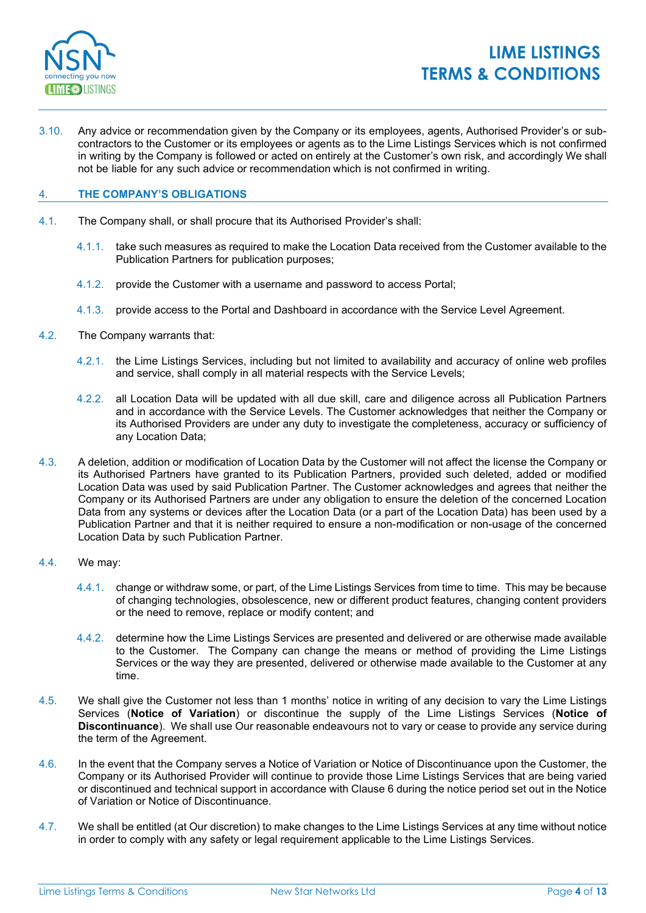3.10. Any advice or recommendation given by the Company or its employees, agents, Authorised Provider's or sub-contractors to the Customer or its employees or agents as to the Lime Listings Services which is not confirmed in writing by the Company is followed or acted on entirely at the Customer's own risk, and accordingly We shall not be liable for any such advice or recommendation which is not confirmed in writing.

## 4. THE COMPANY'S OBLIGATIONS

4.1. The Company shall, or shall procure that its Authorised Provider's shall:

- 4.1.1. take such measures as required to make the Location Data received from the Customer available to the Publication Partners for publication purposes;
- 4.1.2. provide the Customer with a username and password to access Portal;
- 4.1.3. provide access to the Portal and Dashboard in accordance with the Service Level Agreement.

4.2. The Company warrants that:

- 4.2.1. the Lime Listings Services, including but not limited to availability and accuracy of online web profiles and service, shall comply in all material respects with the Service Levels;
- 4.2.2. all Location Data will be updated with all due skill, care and diligence across all Publication Partners and in accordance with the Service Levels. The Customer acknowledges that neither the Company or its Authorised Providers are under any duty to investigate the completeness, accuracy or sufficiency of any Location Data;

4.3. A deletion, addition or modification of Location Data by the Customer will not affect the license the Company or its Authorised Partners have granted to its Publication Partners, provided such deleted, added or modified Location Data was used by said Publication Partner. The Customer acknowledges and agrees that neither the Company or its Authorised Partners are under any obligation to ensure the deletion of the concerned Location Data from any systems or devices after the Location Data (or a part of the Location Data) has been used by a Publication Partner and that it is neither required to ensure a non-modification or non-usage of the concerned Location Data by such Publication Partner.

4.4. We may:

- 4.4.1. change or withdraw some, or part, of the Lime Listings Services from time to time. This may be because of changing technologies, obsolescence, new or different product features, changing content providers or the need to remove, replace or modify content; and
- 4.4.2. determine how the Lime Listings Services are presented and delivered or are otherwise made available to the Customer. The Company can change the means or method of providing the Lime Listings Services or the way they are presented, delivered or otherwise made available to the Customer at any time.

4.5. We shall give the Customer not less than 1 months' notice in writing of any decision to vary the Lime Listings Services (**Notice of Variation**) or discontinue the supply of the Lime Listings Services (**Notice of Discontinuance**). We shall use Our reasonable endeavours not to vary or cease to provide any service during the term of the Agreement.

4.6. In the event that the Company serves a Notice of Variation or Notice of Discontinuance upon the Customer, the Company or its Authorised Provider will continue to provide those Lime Listings Services that are being varied or discontinued and technical support in accordance with Clause 6 during the notice period set out in the Notice of Variation or Notice of Discontinuance.

4.7. We shall be entitled (at Our discretion) to make changes to the Lime Listings Services at any time without notice in order to comply with any safety or legal requirement applicable to the Lime Listings Services.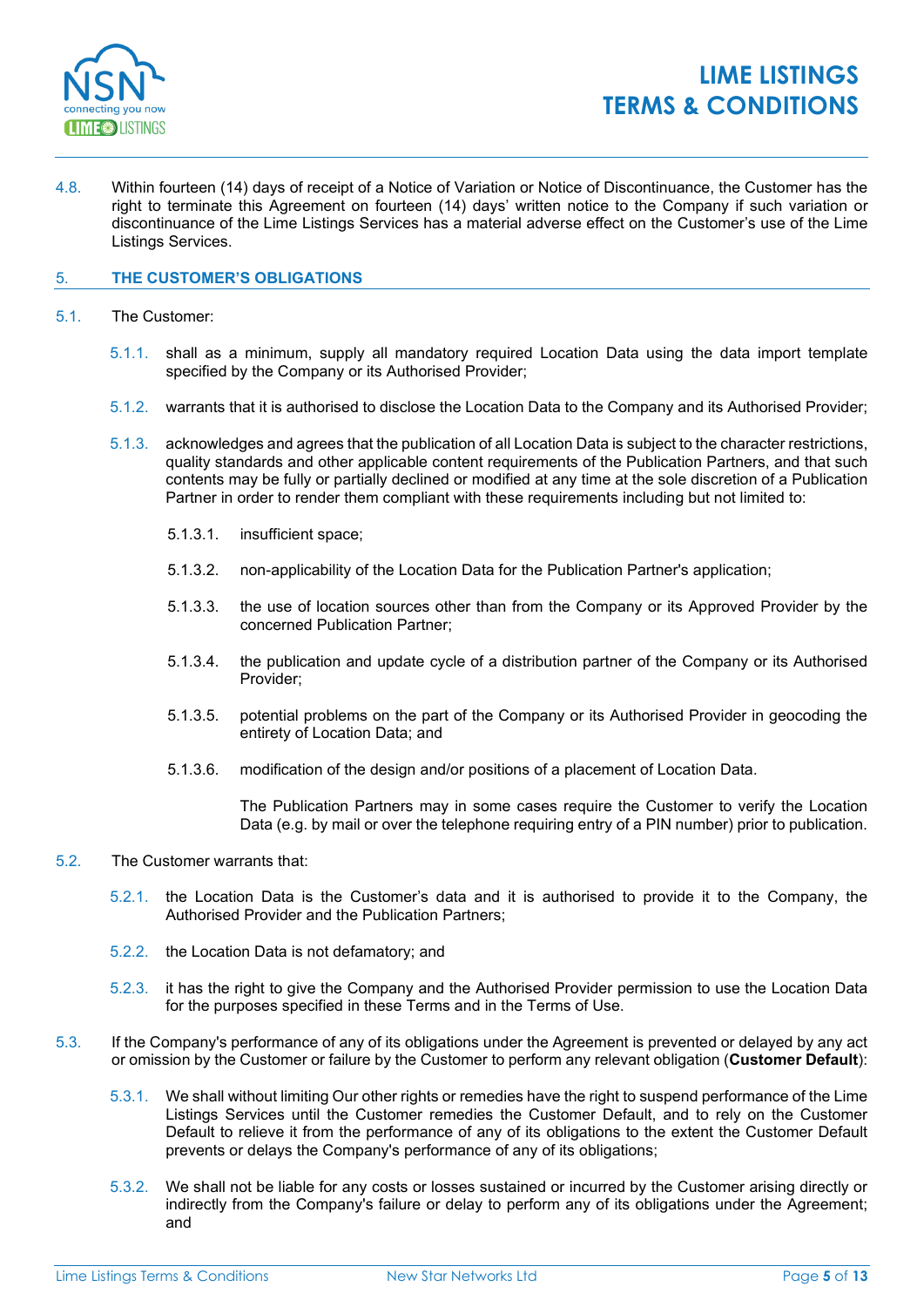4.8. Within fourteen (14) days of receipt of a Notice of Variation or Notice of Discontinuance, the Customer has the right to terminate this Agreement on fourteen (14) days' written notice to the Company if such variation or discontinuance of the Lime Listings Services has a material adverse effect on the Customer's use of the Lime Listings Services.

## 5. THE CUSTOMER'S OBLIGATIONS

5.1. The Customer:

5.1.1. shall as a minimum, supply all mandatory required Location Data using the data import template specified by the Company or its Authorised Provider;

5.1.2. warrants that it is authorised to disclose the Location Data to the Company and its Authorised Provider;

5.1.3. acknowledges and agrees that the publication of all Location Data is subject to the character restrictions, quality standards and other applicable content requirements of the Publication Partners, and that such contents may be fully or partially declined or modified at any time at the sole discretion of a Publication Partner in order to render them compliant with these requirements including but not limited to:

5.1.3.1. insufficient space;

5.1.3.2. non-applicability of the Location Data for the Publication Partner's application;

5.1.3.3. the use of location sources other than from the Company or its Approved Provider by the concerned Publication Partner;

5.1.3.4. the publication and update cycle of a distribution partner of the Company or its Authorised Provider;

5.1.3.5. potential problems on the part of the Company or its Authorised Provider in geocoding the entirety of Location Data; and

5.1.3.6. modification of the design and/or positions of a placement of Location Data.

The Publication Partners may in some cases require the Customer to verify the Location Data (e.g. by mail or over the telephone requiring entry of a PIN number) prior to publication.

5.2. The Customer warrants that:

5.2.1. the Location Data is the Customer's data and it is authorised to provide it to the Company, the Authorised Provider and the Publication Partners;

5.2.2. the Location Data is not defamatory; and

5.2.3. it has the right to give the Company and the Authorised Provider permission to use the Location Data for the purposes specified in these Terms and in the Terms of Use.

5.3. If the Company's performance of any of its obligations under the Agreement is prevented or delayed by any act or omission by the Customer or failure by the Customer to perform any relevant obligation (**Customer Default**):

5.3.1. We shall without limiting Our other rights or remedies have the right to suspend performance of the Lime Listings Services until the Customer remedies the Customer Default, and to rely on the Customer Default to relieve it from the performance of any of its obligations to the extent the Customer Default prevents or delays the Company's performance of any of its obligations;

5.3.2. We shall not be liable for any costs or losses sustained or incurred by the Customer arising directly or indirectly from the Company's failure or delay to perform any of its obligations under the Agreement; and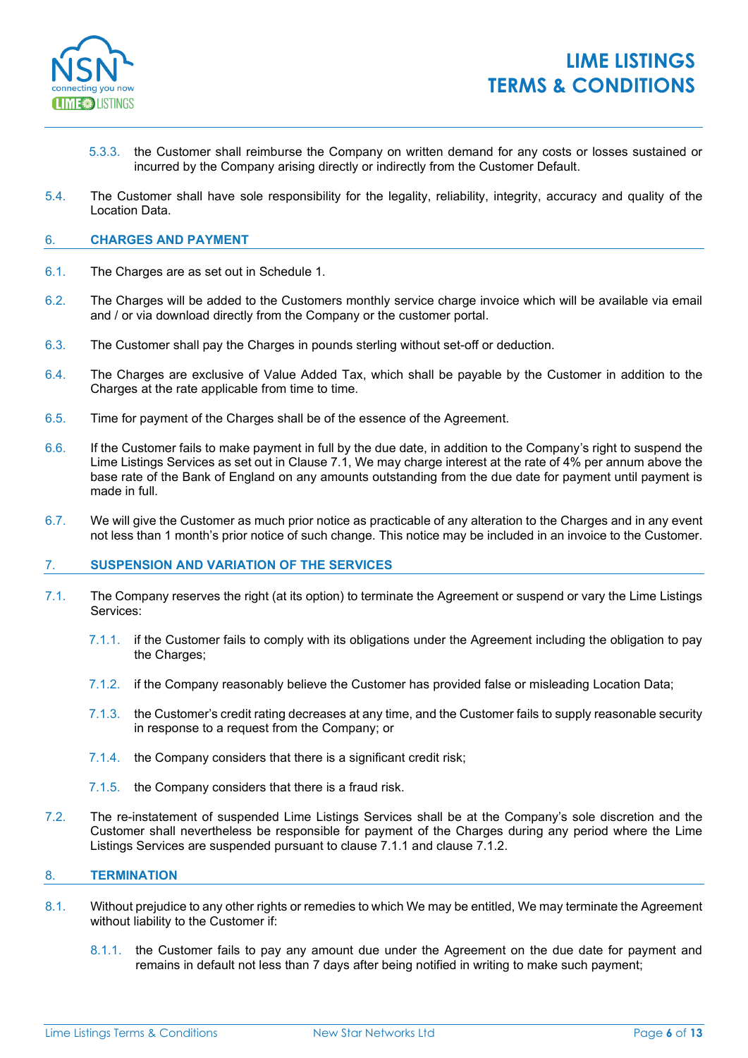5.3.3. the Customer shall reimburse the Company on written demand for any costs or losses sustained or incurred by the Company arising directly or indirectly from the Customer Default.

5.4. The Customer shall have sole responsibility for the legality, reliability, integrity, accuracy and quality of the Location Data.

## 6. CHARGES AND PAYMENT

6.1. The Charges are as set out in Schedule 1.

6.2. The Charges will be added to the Customers monthly service charge invoice which will be available via email and / or via download directly from the Company or the customer portal.

6.3. The Customer shall pay the Charges in pounds sterling without set-off or deduction.

6.4. The Charges are exclusive of Value Added Tax, which shall be payable by the Customer in addition to the Charges at the rate applicable from time to time.

6.5. Time for payment of the Charges shall be of the essence of the Agreement.

6.6. If the Customer fails to make payment in full by the due date, in addition to the Company's right to suspend the Lime Listings Services as set out in Clause 7.1, We may charge interest at the rate of 4% per annum above the base rate of the Bank of England on any amounts outstanding from the due date for payment until payment is made in full.

6.7. We will give the Customer as much prior notice as practicable of any alteration to the Charges and in any event not less than 1 month's prior notice of such change. This notice may be included in an invoice to the Customer.

## 7. SUSPENSION AND VARIATION OF THE SERVICES

7.1. The Company reserves the right (at its option) to terminate the Agreement or suspend or vary the Lime Listings Services:

7.1.1. if the Customer fails to comply with its obligations under the Agreement including the obligation to pay the Charges;

7.1.2. if the Company reasonably believe the Customer has provided false or misleading Location Data;

7.1.3. the Customer's credit rating decreases at any time, and the Customer fails to supply reasonable security in response to a request from the Company; or

7.1.4. the Company considers that there is a significant credit risk;

7.1.5. the Company considers that there is a fraud risk.

7.2. The re-instatement of suspended Lime Listings Services shall be at the Company's sole discretion and the Customer shall nevertheless be responsible for payment of the Charges during any period where the Lime Listings Services are suspended pursuant to clause 7.1.1 and clause 7.1.2.

## 8. TERMINATION

8.1. Without prejudice to any other rights or remedies to which We may be entitled, We may terminate the Agreement without liability to the Customer if:

8.1.1. the Customer fails to pay any amount due under the Agreement on the due date for payment and remains in default not less than 7 days after being notified in writing to make such payment;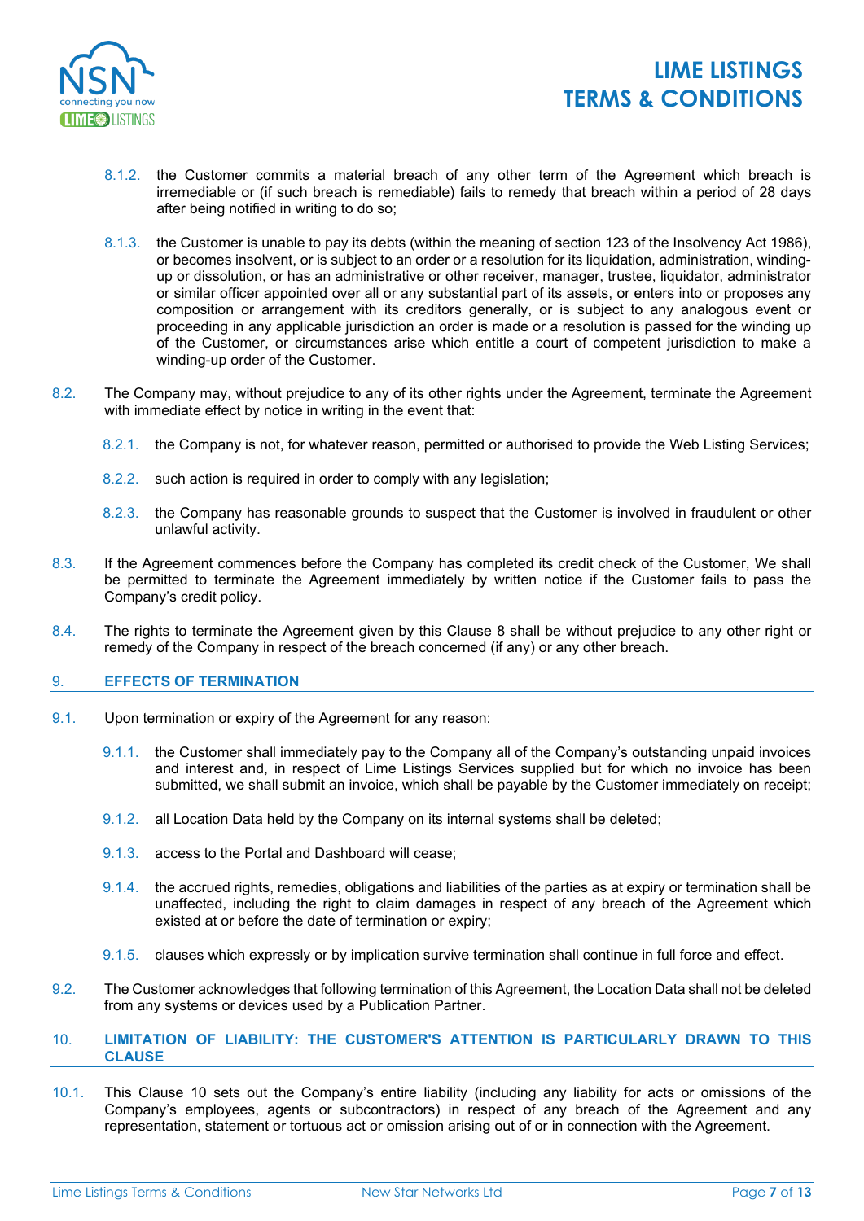8.1.2. the Customer commits a material breach of any other term of the Agreement which breach is irremediable or (if such breach is remediable) fails to remedy that breach within a period of 28 days after being notified in writing to do so;

8.1.3. the Customer is unable to pay its debts (within the meaning of section 123 of the Insolvency Act 1986), or becomes insolvent, or is subject to an order or a resolution for its liquidation, administration, winding-up or dissolution, or has an administrative or other receiver, manager, trustee, liquidator, administrator or similar officer appointed over all or any substantial part of its assets, or enters into or proposes any composition or arrangement with its creditors generally, or is subject to any analogous event or proceeding in any applicable jurisdiction an order is made or a resolution is passed for the winding up of the Customer, or circumstances arise which entitle a court of competent jurisdiction to make a winding-up order of the Customer.

8.2. The Company may, without prejudice to any of its other rights under the Agreement, terminate the Agreement with immediate effect by notice in writing in the event that:

8.2.1. the Company is not, for whatever reason, permitted or authorised to provide the Web Listing Services;

8.2.2. such action is required in order to comply with any legislation;

8.2.3. the Company has reasonable grounds to suspect that the Customer is involved in fraudulent or other unlawful activity.

8.3. If the Agreement commences before the Company has completed its credit check of the Customer, We shall be permitted to terminate the Agreement immediately by written notice if the Customer fails to pass the Company's credit policy.

8.4. The rights to terminate the Agreement given by this Clause 8 shall be without prejudice to any other right or remedy of the Company in respect of the breach concerned (if any) or any other breach.

## 9. EFFECTS OF TERMINATION

9.1. Upon termination or expiry of the Agreement for any reason:

9.1.1. the Customer shall immediately pay to the Company all of the Company's outstanding unpaid invoices and interest and, in respect of Lime Listings Services supplied but for which no invoice has been submitted, we shall submit an invoice, which shall be payable by the Customer immediately on receipt;

9.1.2. all Location Data held by the Company on its internal systems shall be deleted;

9.1.3. access to the Portal and Dashboard will cease;

9.1.4. the accrued rights, remedies, obligations and liabilities of the parties as at expiry or termination shall be unaffected, including the right to claim damages in respect of any breach of the Agreement which existed at or before the date of termination or expiry;

9.1.5. clauses which expressly or by implication survive termination shall continue in full force and effect.

9.2. The Customer acknowledges that following termination of this Agreement, the Location Data shall not be deleted from any systems or devices used by a Publication Partner.

## 10. LIMITATION OF LIABILITY: THE CUSTOMER'S ATTENTION IS PARTICULARLY DRAWN TO THIS CLAUSE

10.1. This Clause 10 sets out the Company's entire liability (including any liability for acts or omissions of the Company's employees, agents or subcontractors) in respect of any breach of the Agreement and any representation, statement or tortuous act or omission arising out of or in connection with the Agreement.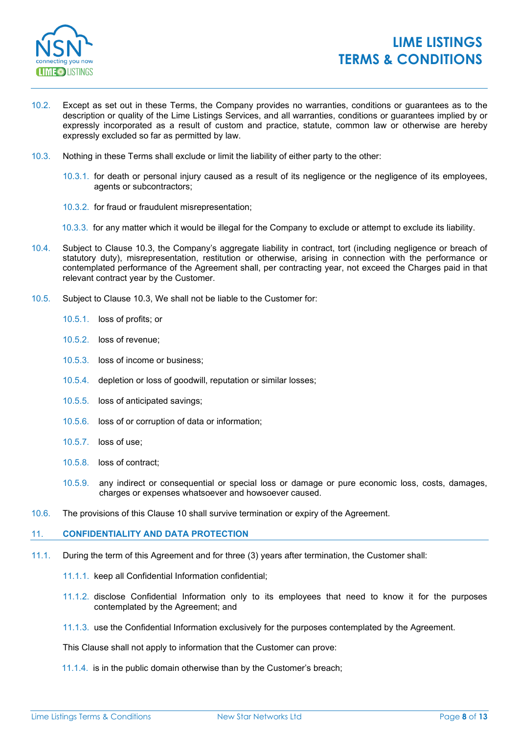10.2. Except as set out in these Terms, the Company provides no warranties, conditions or guarantees as to the description or quality of the Lime Listings Services, and all warranties, conditions or guarantees implied by or expressly incorporated as a result of custom and practice, statute, common law or otherwise are hereby expressly excluded so far as permitted by law.

10.3. Nothing in these Terms shall exclude or limit the liability of either party to the other:

- 10.3.1. for death or personal injury caused as a result of its negligence or the negligence of its employees, agents or subcontractors;
- 10.3.2. for fraud or fraudulent misrepresentation;
- 10.3.3. for any matter which it would be illegal for the Company to exclude or attempt to exclude its liability.

10.4. Subject to Clause 10.3, the Company's aggregate liability in contract, tort (including negligence or breach of statutory duty), misrepresentation, restitution or otherwise, arising in connection with the performance or contemplated performance of the Agreement shall, per contracting year, not exceed the Charges paid in that relevant contract year by the Customer.

10.5. Subject to Clause 10.3, We shall not be liable to the Customer for:

- 10.5.1. loss of profits; or
- 10.5.2. loss of revenue;
- 10.5.3. loss of income or business;
- 10.5.4. depletion or loss of goodwill, reputation or similar losses;
- 10.5.5. loss of anticipated savings;
- 10.5.6. loss of or corruption of data or information;
- 10.5.7. loss of use;
- 10.5.8. loss of contract;
- 10.5.9. any indirect or consequential or special loss or damage or pure economic loss, costs, damages, charges or expenses whatsoever and howsoever caused.

10.6. The provisions of this Clause 10 shall survive termination or expiry of the Agreement.

## 11. CONFIDENTIALITY AND DATA PROTECTION

11.1. During the term of this Agreement and for three (3) years after termination, the Customer shall:

- 11.1.1. keep all Confidential Information confidential;
- 11.1.2. disclose Confidential Information only to its employees that need to know it for the purposes contemplated by the Agreement; and
- 11.1.3. use the Confidential Information exclusively for the purposes contemplated by the Agreement.

This Clause shall not apply to information that the Customer can prove:

- 11.1.4. is in the public domain otherwise than by the Customer's breach;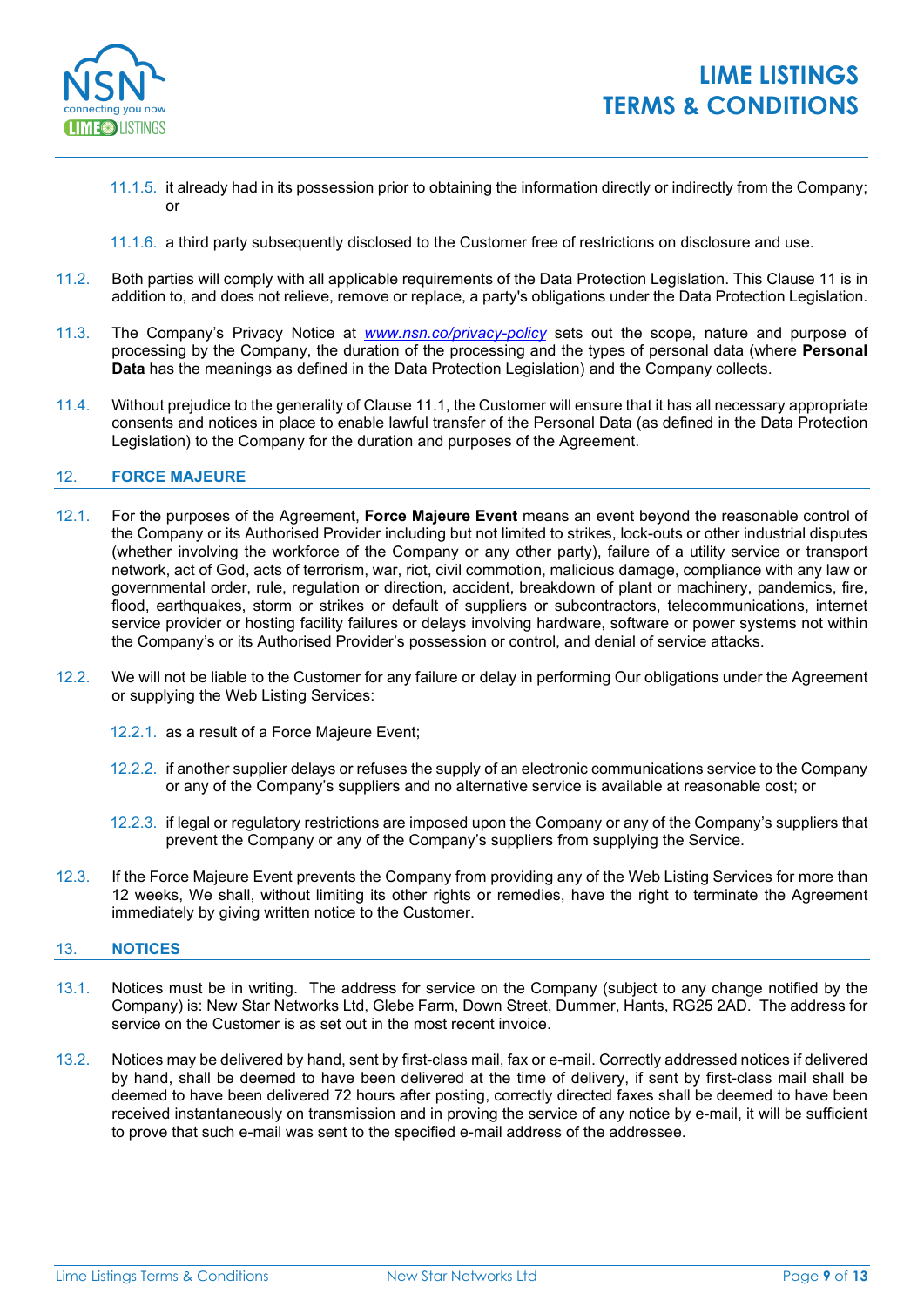11.1.5. it already had in its possession prior to obtaining the information directly or indirectly from the Company; or

11.1.6. a third party subsequently disclosed to the Customer free of restrictions on disclosure and use.

11.2. Both parties will comply with all applicable requirements of the Data Protection Legislation. This Clause 11 is in addition to, and does not relieve, remove or replace, a party's obligations under the Data Protection Legislation.

11.3. The Company's Privacy Notice at *www.nsn.co/privacy-policy* sets out the scope, nature and purpose of processing by the Company, the duration of the processing and the types of personal data (where **Personal Data** has the meanings as defined in the Data Protection Legislation) and the Company collects.

11.4. Without prejudice to the generality of Clause 11.1, the Customer will ensure that it has all necessary appropriate consents and notices in place to enable lawful transfer of the Personal Data (as defined in the Data Protection Legislation) to the Company for the duration and purposes of the Agreement.

## 12. FORCE MAJEURE

12.1. For the purposes of the Agreement, **Force Majeure Event** means an event beyond the reasonable control of the Company or its Authorised Provider including but not limited to strikes, lock-outs or other industrial disputes (whether involving the workforce of the Company or any other party), failure of a utility service or transport network, act of God, acts of terrorism, war, riot, civil commotion, malicious damage, compliance with any law or governmental order, rule, regulation or direction, accident, breakdown of plant or machinery, pandemics, fire, flood, earthquakes, storm or strikes or default of suppliers or subcontractors, telecommunications, internet service provider or hosting facility failures or delays involving hardware, software or power systems not within the Company's or its Authorised Provider's possession or control, and denial of service attacks.

12.2. We will not be liable to the Customer for any failure or delay in performing Our obligations under the Agreement or supplying the Web Listing Services:

12.2.1. as a result of a Force Majeure Event;

12.2.2. if another supplier delays or refuses the supply of an electronic communications service to the Company or any of the Company's suppliers and no alternative service is available at reasonable cost; or

12.2.3. if legal or regulatory restrictions are imposed upon the Company or any of the Company's suppliers that prevent the Company or any of the Company's suppliers from supplying the Service.

12.3. If the Force Majeure Event prevents the Company from providing any of the Web Listing Services for more than 12 weeks, We shall, without limiting its other rights or remedies, have the right to terminate the Agreement immediately by giving written notice to the Customer.

## 13. NOTICES

13.1. Notices must be in writing. The address for service on the Company (subject to any change notified by the Company) is: New Star Networks Ltd, Glebe Farm, Down Street, Dummer, Hants, RG25 2AD. The address for service on the Customer is as set out in the most recent invoice.

13.2. Notices may be delivered by hand, sent by first-class mail, fax or e-mail. Correctly addressed notices if delivered by hand, shall be deemed to have been delivered at the time of delivery, if sent by first-class mail shall be deemed to have been delivered 72 hours after posting, correctly directed faxes shall be deemed to have been received instantaneously on transmission and in proving the service of any notice by e-mail, it will be sufficient to prove that such e-mail was sent to the specified e-mail address of the addressee.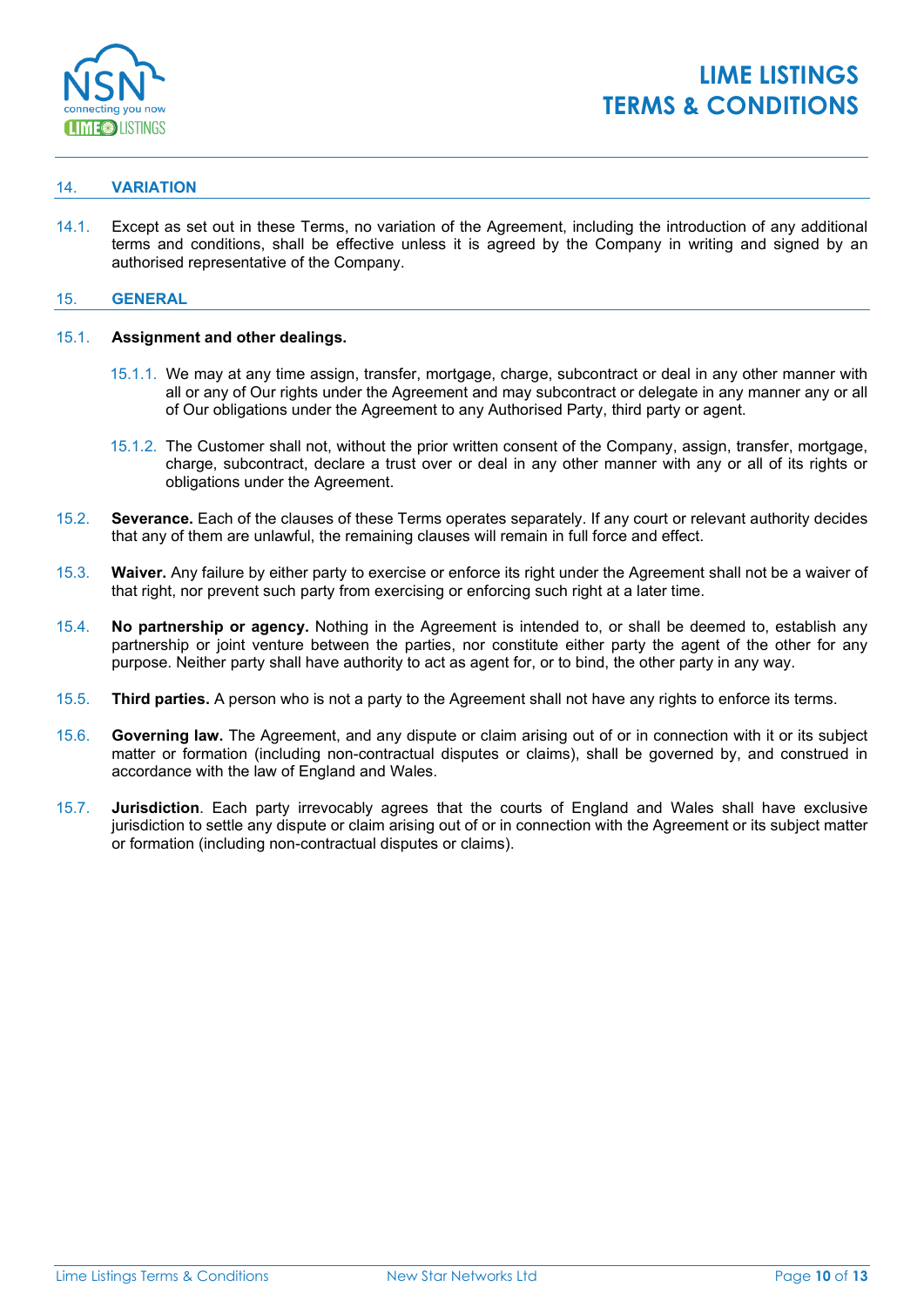## 14. VARIATION

14.1. Except as set out in these Terms, no variation of the Agreement, including the introduction of any additional terms and conditions, shall be effective unless it is agreed by the Company in writing and signed by an authorised representative of the Company.

## 15. GENERAL

15.1. **Assignment and other dealings.**

15.1.1. We may at any time assign, transfer, mortgage, charge, subcontract or deal in any other manner with all or any of Our rights under the Agreement and may subcontract or delegate in any manner any or all of Our obligations under the Agreement to any Authorised Party, third party or agent.

15.1.2. The Customer shall not, without the prior written consent of the Company, assign, transfer, mortgage, charge, subcontract, declare a trust over or deal in any other manner with any or all of its rights or obligations under the Agreement.

15.2. **Severance.** Each of the clauses of these Terms operates separately. If any court or relevant authority decides that any of them are unlawful, the remaining clauses will remain in full force and effect.

15.3. **Waiver.** Any failure by either party to exercise or enforce its right under the Agreement shall not be a waiver of that right, nor prevent such party from exercising or enforcing such right at a later time.

15.4. **No partnership or agency.** Nothing in the Agreement is intended to, or shall be deemed to, establish any partnership or joint venture between the parties, nor constitute either party the agent of the other for any purpose. Neither party shall have authority to act as agent for, or to bind, the other party in any way.

15.5. **Third parties.** A person who is not a party to the Agreement shall not have any rights to enforce its terms.

15.6. **Governing law.** The Agreement, and any dispute or claim arising out of or in connection with it or its subject matter or formation (including non-contractual disputes or claims), shall be governed by, and construed in accordance with the law of England and Wales.

15.7. **Jurisdiction**. Each party irrevocably agrees that the courts of England and Wales shall have exclusive jurisdiction to settle any dispute or claim arising out of or in connection with the Agreement or its subject matter or formation (including non-contractual disputes or claims).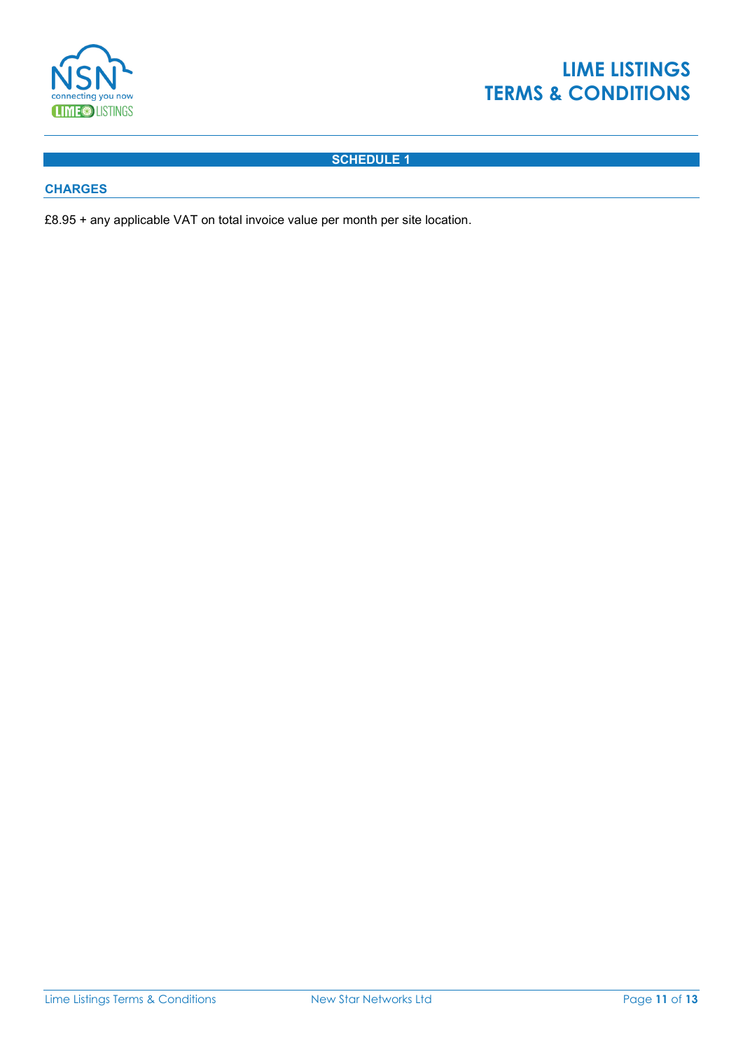## SCHEDULE 1

### CHARGES

£8.95 + any applicable VAT on total invoice value per month per site location.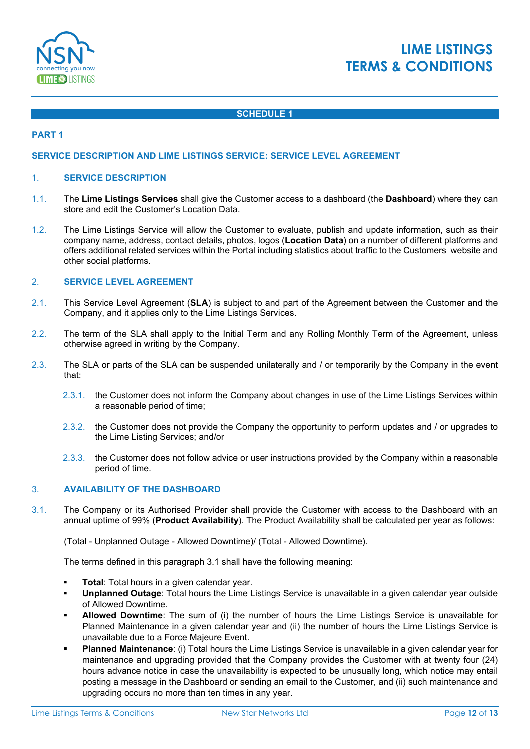## SCHEDULE 1

### PART 1

### SERVICE DESCRIPTION AND LIME LISTINGS SERVICE: SERVICE LEVEL AGREEMENT

#### 1. SERVICE DESCRIPTION

1.1. The **Lime Listings Services** shall give the Customer access to a dashboard (the **Dashboard**) where they can store and edit the Customer's Location Data.

1.2. The Lime Listings Service will allow the Customer to evaluate, publish and update information, such as their company name, address, contact details, photos, logos (**Location Data**) on a number of different platforms and offers additional related services within the Portal including statistics about traffic to the Customers website and other social platforms.

#### 2. SERVICE LEVEL AGREEMENT

2.1. This Service Level Agreement (**SLA**) is subject to and part of the Agreement between the Customer and the Company, and it applies only to the Lime Listings Services.

2.2. The term of the SLA shall apply to the Initial Term and any Rolling Monthly Term of the Agreement, unless otherwise agreed in writing by the Company.

2.3. The SLA or parts of the SLA can be suspended unilaterally and / or temporarily by the Company in the event that:

2.3.1. the Customer does not inform the Company about changes in use of the Lime Listings Services within a reasonable period of time;

2.3.2. the Customer does not provide the Company the opportunity to perform updates and / or upgrades to the Lime Listing Services; and/or

2.3.3. the Customer does not follow advice or user instructions provided by the Company within a reasonable period of time.

#### 3. AVAILABILITY OF THE DASHBOARD

3.1. The Company or its Authorised Provider shall provide the Customer with access to the Dashboard with an annual uptime of 99% (**Product Availability**). The Product Availability shall be calculated per year as follows:

(Total - Unplanned Outage - Allowed Downtime)/ (Total - Allowed Downtime).

The terms defined in this paragraph 3.1 shall have the following meaning:

- **Total**: Total hours in a given calendar year.
- **Unplanned Outage**: Total hours the Lime Listings Service is unavailable in a given calendar year outside of Allowed Downtime.
- **Allowed Downtime**: The sum of (i) the number of hours the Lime Listings Service is unavailable for Planned Maintenance in a given calendar year and (ii) the number of hours the Lime Listings Service is unavailable due to a Force Majeure Event.
- **Planned Maintenance**: (i) Total hours the Lime Listings Service is unavailable in a given calendar year for maintenance and upgrading provided that the Company provides the Customer with at twenty four (24) hours advance notice in case the unavailability is expected to be unusually long, which notice may entail posting a message in the Dashboard or sending an email to the Customer, and (ii) such maintenance and upgrading occurs no more than ten times in any year.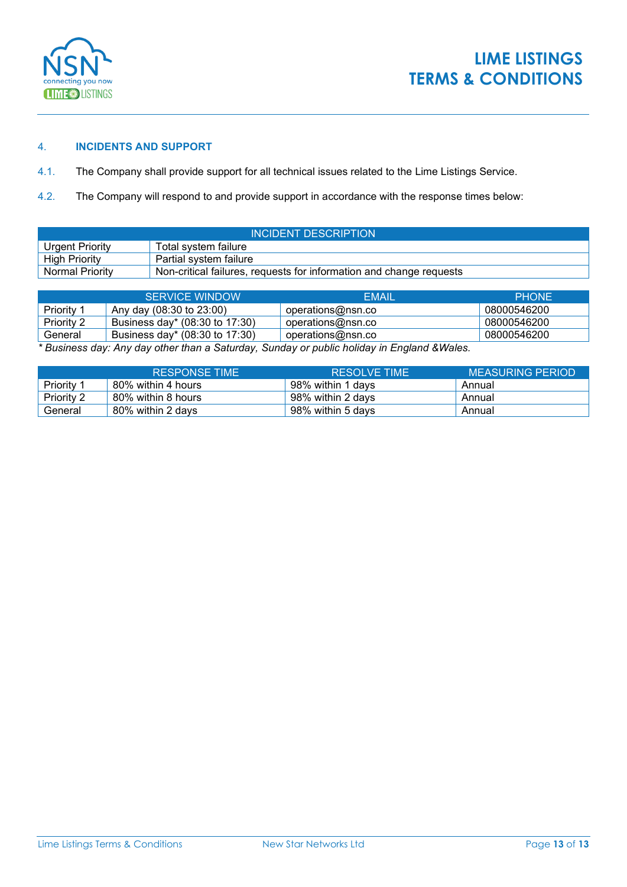## 4. INCIDENTS AND SUPPORT

4.1. The Company shall provide support for all technical issues related to the Lime Listings Service.

4.2. The Company will respond to and provide support in accordance with the response times below:

| INCIDENT DESCRIPTION | |
|---|---|
| Urgent Priority | Total system failure |
| High Priority | Partial system failure |
| Normal Priority | Non-critical failures, requests for information and change requests |

| | SERVICE WINDOW | EMAIL | PHONE |
|---|---|---|---|
| Priority 1 | Any day (08:30 to 23:00) | operations@nsn.co | 08000546200 |
| Priority 2 | Business day* (08:30 to 17:30) | operations@nsn.co | 08000546200 |
| General | Business day* (08:30 to 17:30) | operations@nsn.co | 08000546200 |

*\* Business day: Any day other than a Saturday, Sunday or public holiday in England &Wales.*

| | RESPONSE TIME | RESOLVE TIME | MEASURING PERIOD |
|---|---|---|---|
| Priority 1 | 80% within 4 hours | 98% within 1 days | Annual |
| Priority 2 | 80% within 8 hours | 98% within 2 days | Annual |
| General | 80% within 2 days | 98% within 5 days | Annual |